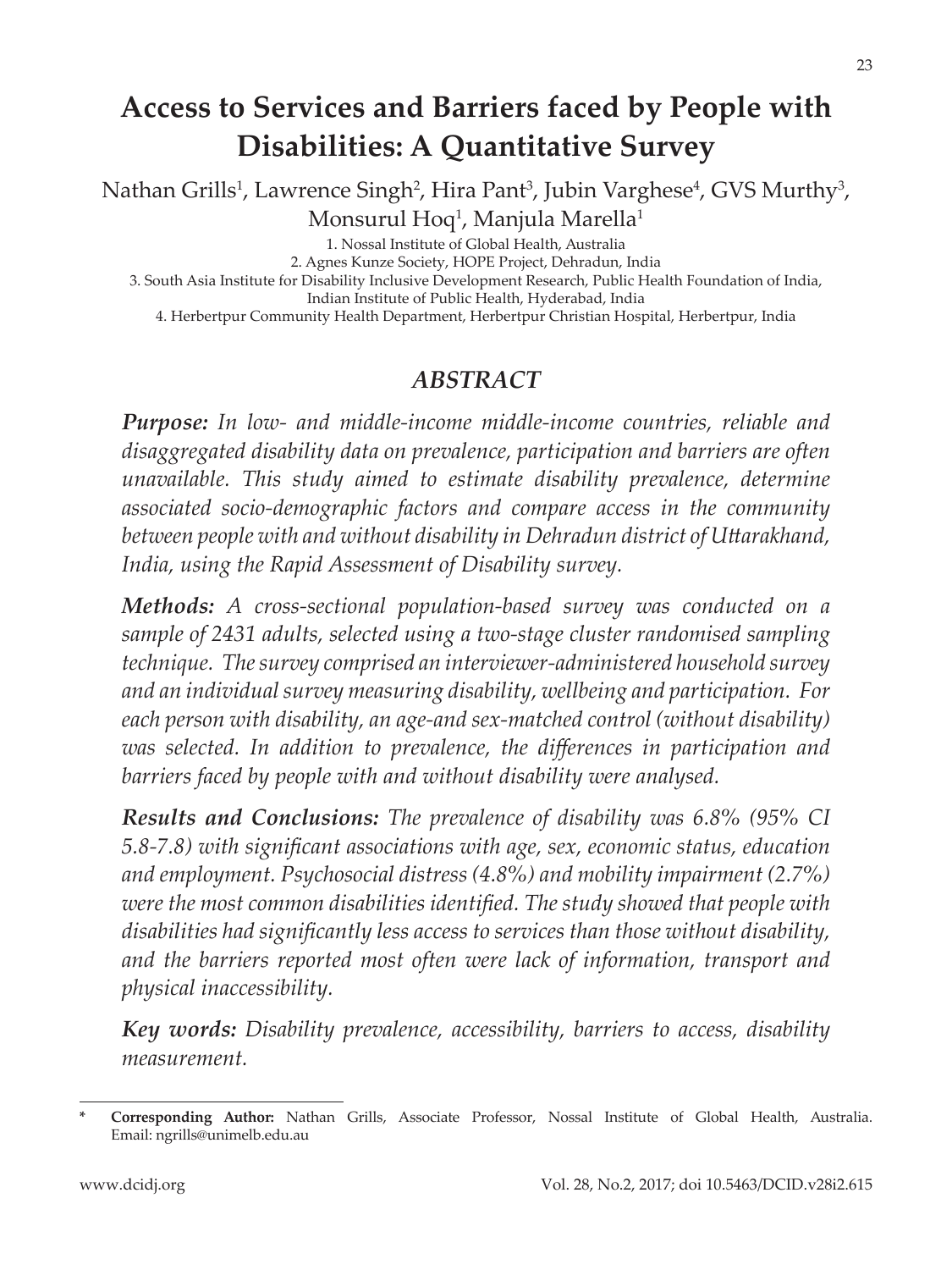# Access to Services and Barriers faced by People with Disabilities: A Quantitative Survey

Nathan Grills[1], Lawrence Singh[2], Hira Pant[3], Jubin Varghese[4], GVS Murthy[3], Monsurul Hoq[1], Manjula Marella[1]

1. Nossal Institute of Global Health, Australia
2. Agnes Kunze Society, HOPE Project, Dehradun, India
3. South Asia Institute for Disability Inclusive Development Research, Public Health Foundation of India, Indian Institute of Public Health, Hyderabad, India
4. Herbertpur Community Health Department, Herbertpur Christian Hospital, Herbertpur, India

## *ABSTRACT*

***Purpose:*** *In low- and middle-income middle-income countries, reliable and disaggregated disability data on prevalence, participation and barriers are often unavailable. This study aimed to estimate disability prevalence, determine associated socio-demographic factors and compare access in the community between people with and without disability in Dehradun district of Uttarakhand, India, using the Rapid Assessment of Disability survey.*

***Methods:*** *A cross-sectional population-based survey was conducted on a sample of 2431 adults, selected using a two-stage cluster randomised sampling technique. The survey comprised an interviewer-administered household survey and an individual survey measuring disability, wellbeing and participation. For each person with disability, an age-and sex-matched control (without disability) was selected. In addition to prevalence, the differences in participation and barriers faced by people with and without disability were analysed.*

***Results and Conclusions:*** *The prevalence of disability was 6.8% (95% CI 5.8-7.8) with significant associations with age, sex, economic status, education and employment. Psychosocial distress (4.8%) and mobility impairment (2.7%) were the most common disabilities identified. The study showed that people with disabilities had significantly less access to services than those without disability, and the barriers reported most often were lack of information, transport and physical inaccessibility.*

***Key words:*** *Disability prevalence, accessibility, barriers to access, disability measurement.*

---

\* **Corresponding Author:** Nathan Grills, Associate Professor, Nossal Institute of Global Health, Australia. Email: ngrills@unimelb.edu.au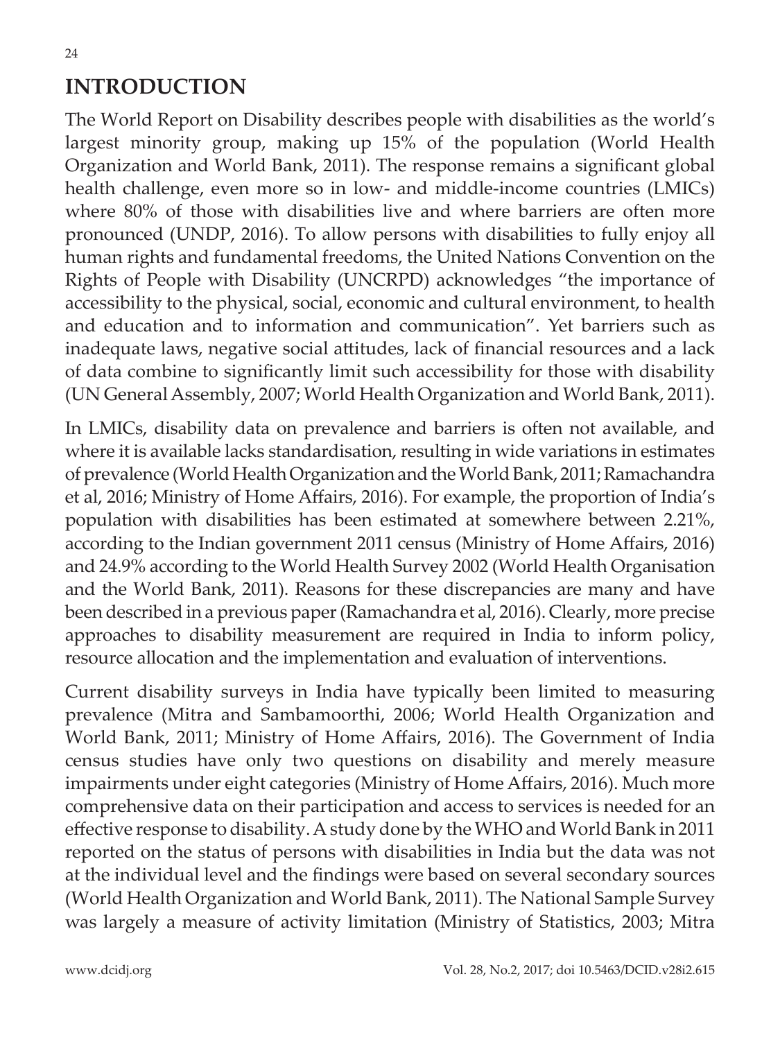## INTRODUCTION

The World Report on Disability describes people with disabilities as the world's largest minority group, making up 15% of the population (World Health Organization and World Bank, 2011). The response remains a significant global health challenge, even more so in low- and middle-income countries (LMICs) where 80% of those with disabilities live and where barriers are often more pronounced (UNDP, 2016). To allow persons with disabilities to fully enjoy all human rights and fundamental freedoms, the United Nations Convention on the Rights of People with Disability (UNCRPD) acknowledges "the importance of accessibility to the physical, social, economic and cultural environment, to health and education and to information and communication". Yet barriers such as inadequate laws, negative social attitudes, lack of financial resources and a lack of data combine to significantly limit such accessibility for those with disability (UN General Assembly, 2007; World Health Organization and World Bank, 2011).

In LMICs, disability data on prevalence and barriers is often not available, and where it is available lacks standardisation, resulting in wide variations in estimates of prevalence (World Health Organization and the World Bank, 2011; Ramachandra et al, 2016; Ministry of Home Affairs, 2016). For example, the proportion of India's population with disabilities has been estimated at somewhere between 2.21%, according to the Indian government 2011 census (Ministry of Home Affairs, 2016) and 24.9% according to the World Health Survey 2002 (World Health Organisation and the World Bank, 2011). Reasons for these discrepancies are many and have been described in a previous paper (Ramachandra et al, 2016). Clearly, more precise approaches to disability measurement are required in India to inform policy, resource allocation and the implementation and evaluation of interventions.

Current disability surveys in India have typically been limited to measuring prevalence (Mitra and Sambamoorthi, 2006; World Health Organization and World Bank, 2011; Ministry of Home Affairs, 2016). The Government of India census studies have only two questions on disability and merely measure impairments under eight categories (Ministry of Home Affairs, 2016). Much more comprehensive data on their participation and access to services is needed for an effective response to disability. A study done by the WHO and World Bank in 2011 reported on the status of persons with disabilities in India but the data was not at the individual level and the findings were based on several secondary sources (World Health Organization and World Bank, 2011). The National Sample Survey was largely a measure of activity limitation (Ministry of Statistics, 2003; Mitra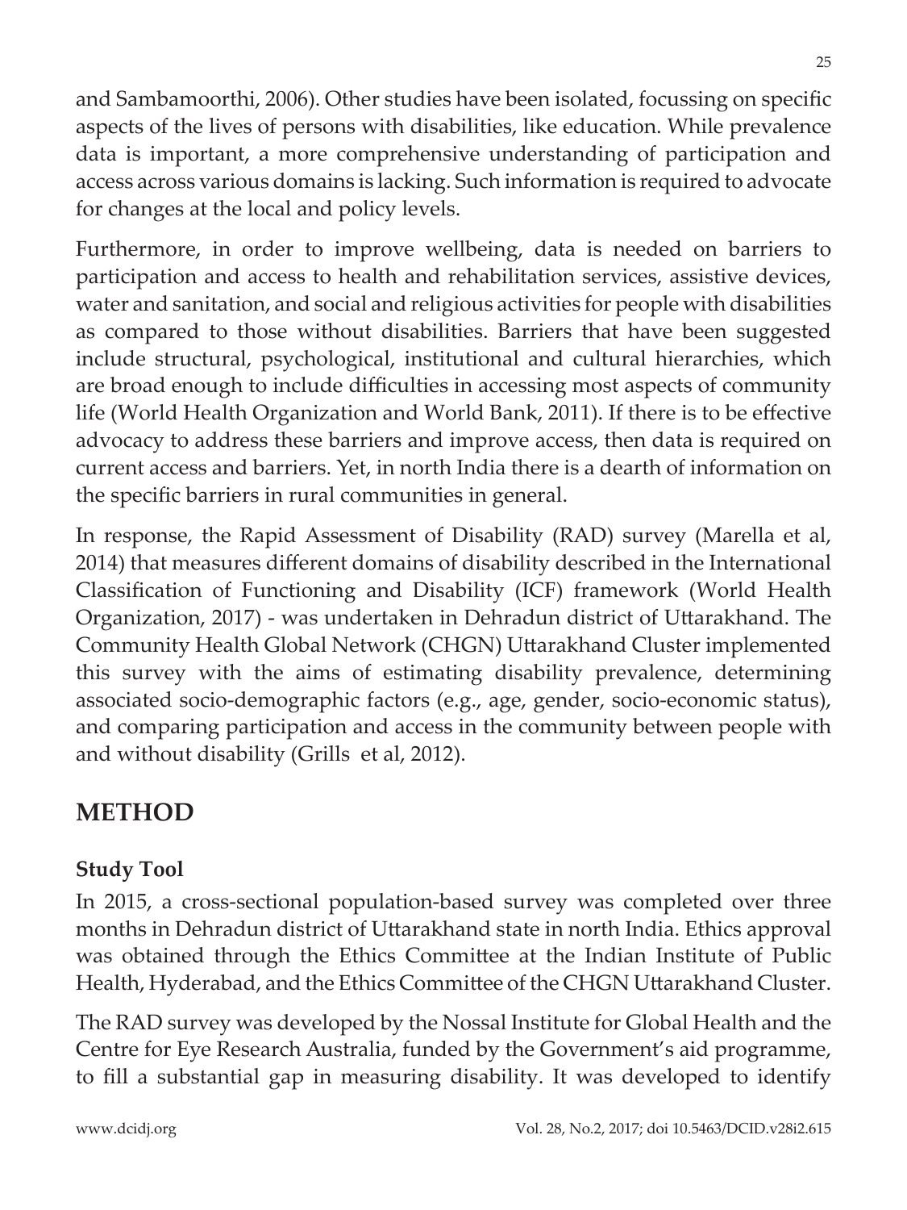and Sambamoorthi, 2006). Other studies have been isolated, focussing on specific aspects of the lives of persons with disabilities, like education. While prevalence data is important, a more comprehensive understanding of participation and access across various domains is lacking. Such information is required to advocate for changes at the local and policy levels.

Furthermore, in order to improve wellbeing, data is needed on barriers to participation and access to health and rehabilitation services, assistive devices, water and sanitation, and social and religious activities for people with disabilities as compared to those without disabilities. Barriers that have been suggested include structural, psychological, institutional and cultural hierarchies, which are broad enough to include difficulties in accessing most aspects of community life (World Health Organization and World Bank, 2011). If there is to be effective advocacy to address these barriers and improve access, then data is required on current access and barriers. Yet, in north India there is a dearth of information on the specific barriers in rural communities in general.

In response, the Rapid Assessment of Disability (RAD) survey (Marella et al, 2014) that measures different domains of disability described in the International Classification of Functioning and Disability (ICF) framework (World Health Organization, 2017) - was undertaken in Dehradun district of Uttarakhand. The Community Health Global Network (CHGN) Uttarakhand Cluster implemented this survey with the aims of estimating disability prevalence, determining associated socio-demographic factors (e.g., age, gender, socio-economic status), and comparing participation and access in the community between people with and without disability (Grills et al, 2012).

## METHOD

### Study Tool

In 2015, a cross-sectional population-based survey was completed over three months in Dehradun district of Uttarakhand state in north India. Ethics approval was obtained through the Ethics Committee at the Indian Institute of Public Health, Hyderabad, and the Ethics Committee of the CHGN Uttarakhand Cluster.

The RAD survey was developed by the Nossal Institute for Global Health and the Centre for Eye Research Australia, funded by the Government's aid programme, to fill a substantial gap in measuring disability. It was developed to identify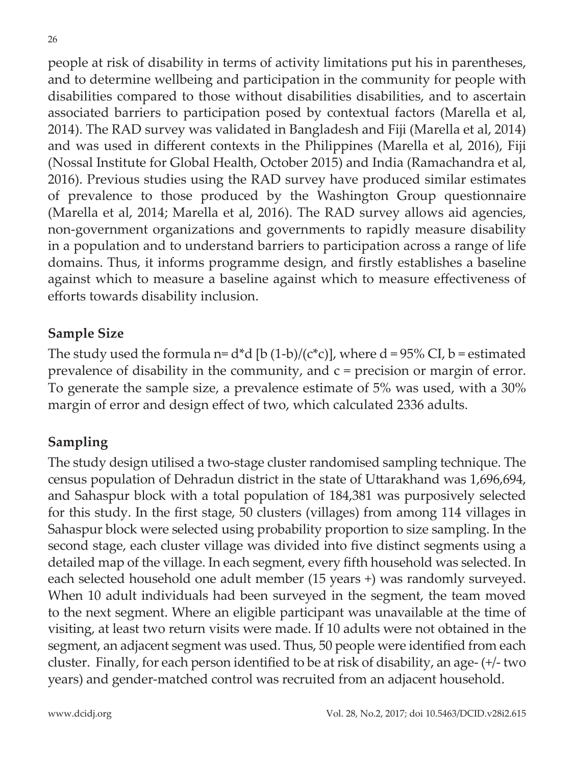people at risk of disability in terms of activity limitations put his in parentheses, and to determine wellbeing and participation in the community for people with disabilities compared to those without disabilities disabilities, and to ascertain associated barriers to participation posed by contextual factors (Marella et al, 2014). The RAD survey was validated in Bangladesh and Fiji (Marella et al, 2014) and was used in different contexts in the Philippines (Marella et al, 2016), Fiji (Nossal Institute for Global Health, October 2015) and India (Ramachandra et al, 2016). Previous studies using the RAD survey have produced similar estimates of prevalence to those produced by the Washington Group questionnaire (Marella et al, 2014; Marella et al, 2016). The RAD survey allows aid agencies, non-government organizations and governments to rapidly measure disability in a population and to understand barriers to participation across a range of life domains. Thus, it informs programme design, and firstly establishes a baseline against which to measure a baseline against which to measure effectiveness of efforts towards disability inclusion.

## Sample Size

The study used the formula $n= d*d [b (1-b)/(c*c)]$, where d = 95% CI, b = estimated prevalence of disability in the community, and c = precision or margin of error. To generate the sample size, a prevalence estimate of 5% was used, with a 30% margin of error and design effect of two, which calculated 2336 adults.

## Sampling

The study design utilised a two-stage cluster randomised sampling technique. The census population of Dehradun district in the state of Uttarakhand was 1,696,694, and Sahaspur block with a total population of 184,381 was purposively selected for this study. In the first stage, 50 clusters (villages) from among 114 villages in Sahaspur block were selected using probability proportion to size sampling. In the second stage, each cluster village was divided into five distinct segments using a detailed map of the village. In each segment, every fifth household was selected. In each selected household one adult member (15 years +) was randomly surveyed. When 10 adult individuals had been surveyed in the segment, the team moved to the next segment. Where an eligible participant was unavailable at the time of visiting, at least two return visits were made. If 10 adults were not obtained in the segment, an adjacent segment was used. Thus, 50 people were identified from each cluster. Finally, for each person identified to be at risk of disability, an age- (+/- two years) and gender-matched control was recruited from an adjacent household.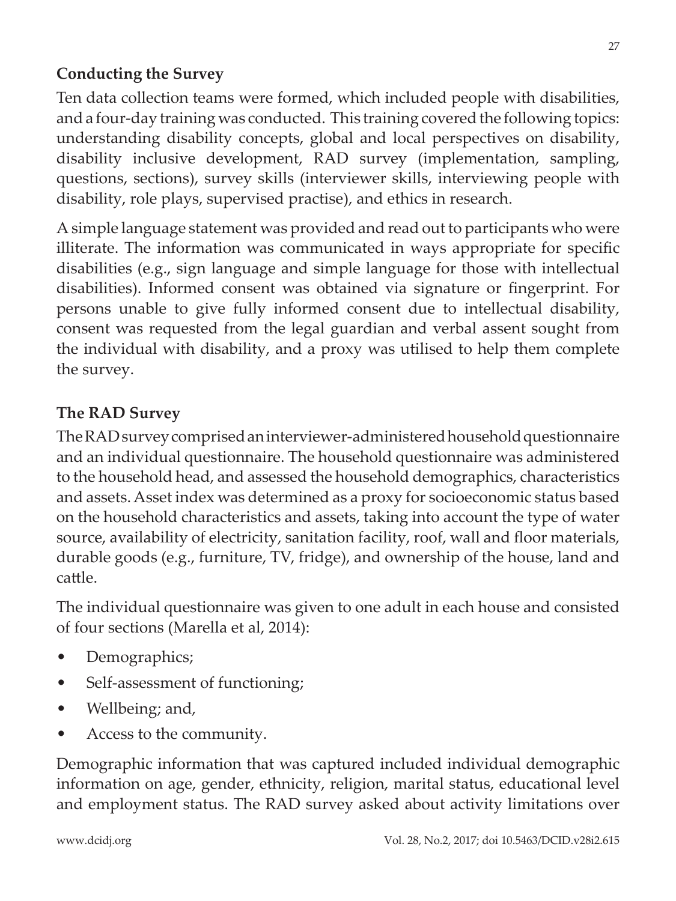## Conducting the Survey

Ten data collection teams were formed, which included people with disabilities, and a four-day training was conducted. This training covered the following topics: understanding disability concepts, global and local perspectives on disability, disability inclusive development, RAD survey (implementation, sampling, questions, sections), survey skills (interviewer skills, interviewing people with disability, role plays, supervised practise), and ethics in research.

A simple language statement was provided and read out to participants who were illiterate. The information was communicated in ways appropriate for specific disabilities (e.g., sign language and simple language for those with intellectual disabilities). Informed consent was obtained via signature or fingerprint. For persons unable to give fully informed consent due to intellectual disability, consent was requested from the legal guardian and verbal assent sought from the individual with disability, and a proxy was utilised to help them complete the survey.

## The RAD Survey

The RAD survey comprised an interviewer-administered household questionnaire and an individual questionnaire. The household questionnaire was administered to the household head, and assessed the household demographics, characteristics and assets. Asset index was determined as a proxy for socioeconomic status based on the household characteristics and assets, taking into account the type of water source, availability of electricity, sanitation facility, roof, wall and floor materials, durable goods (e.g., furniture, TV, fridge), and ownership of the house, land and cattle.

The individual questionnaire was given to one adult in each house and consisted of four sections (Marella et al, 2014):

- Demographics;
- Self-assessment of functioning;
- Wellbeing; and,
- Access to the community.

Demographic information that was captured included individual demographic information on age, gender, ethnicity, religion, marital status, educational level and employment status. The RAD survey asked about activity limitations over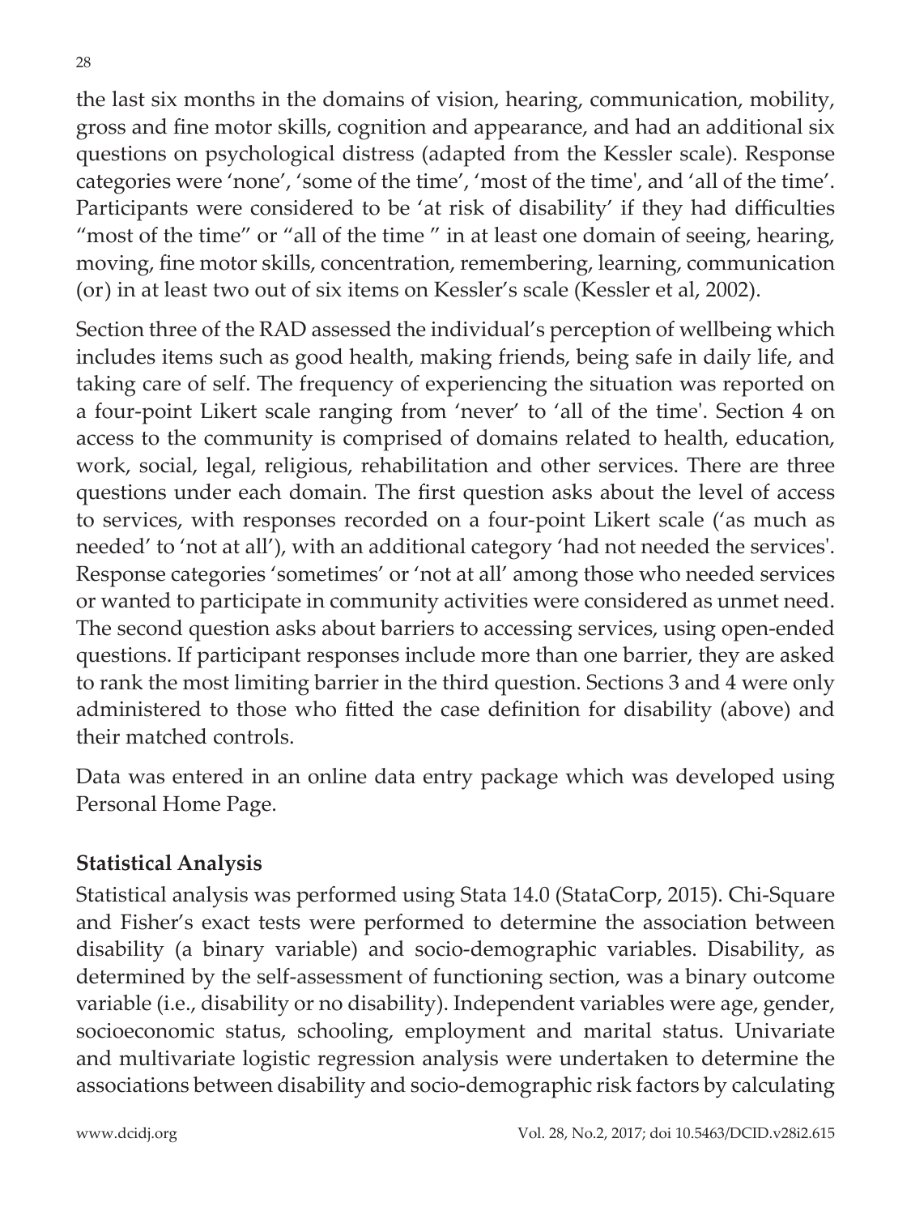the last six months in the domains of vision, hearing, communication, mobility, gross and fine motor skills, cognition and appearance, and had an additional six questions on psychological distress (adapted from the Kessler scale). Response categories were 'none', 'some of the time', 'most of the time', and 'all of the time'. Participants were considered to be 'at risk of disability' if they had difficulties "most of the time" or "all of the time " in at least one domain of seeing, hearing, moving, fine motor skills, concentration, remembering, learning, communication (or) in at least two out of six items on Kessler's scale (Kessler et al, 2002).

Section three of the RAD assessed the individual's perception of wellbeing which includes items such as good health, making friends, being safe in daily life, and taking care of self. The frequency of experiencing the situation was reported on a four-point Likert scale ranging from 'never' to 'all of the time'. Section 4 on access to the community is comprised of domains related to health, education, work, social, legal, religious, rehabilitation and other services. There are three questions under each domain. The first question asks about the level of access to services, with responses recorded on a four-point Likert scale ('as much as needed' to 'not at all'), with an additional category 'had not needed the services'. Response categories 'sometimes' or 'not at all' among those who needed services or wanted to participate in community activities were considered as unmet need. The second question asks about barriers to accessing services, using open-ended questions. If participant responses include more than one barrier, they are asked to rank the most limiting barrier in the third question. Sections 3 and 4 were only administered to those who fitted the case definition for disability (above) and their matched controls.

Data was entered in an online data entry package which was developed using Personal Home Page.

## Statistical Analysis

Statistical analysis was performed using Stata 14.0 (StataCorp, 2015). Chi-Square and Fisher's exact tests were performed to determine the association between disability (a binary variable) and socio-demographic variables. Disability, as determined by the self-assessment of functioning section, was a binary outcome variable (i.e., disability or no disability). Independent variables were age, gender, socioeconomic status, schooling, employment and marital status. Univariate and multivariate logistic regression analysis were undertaken to determine the associations between disability and socio-demographic risk factors by calculating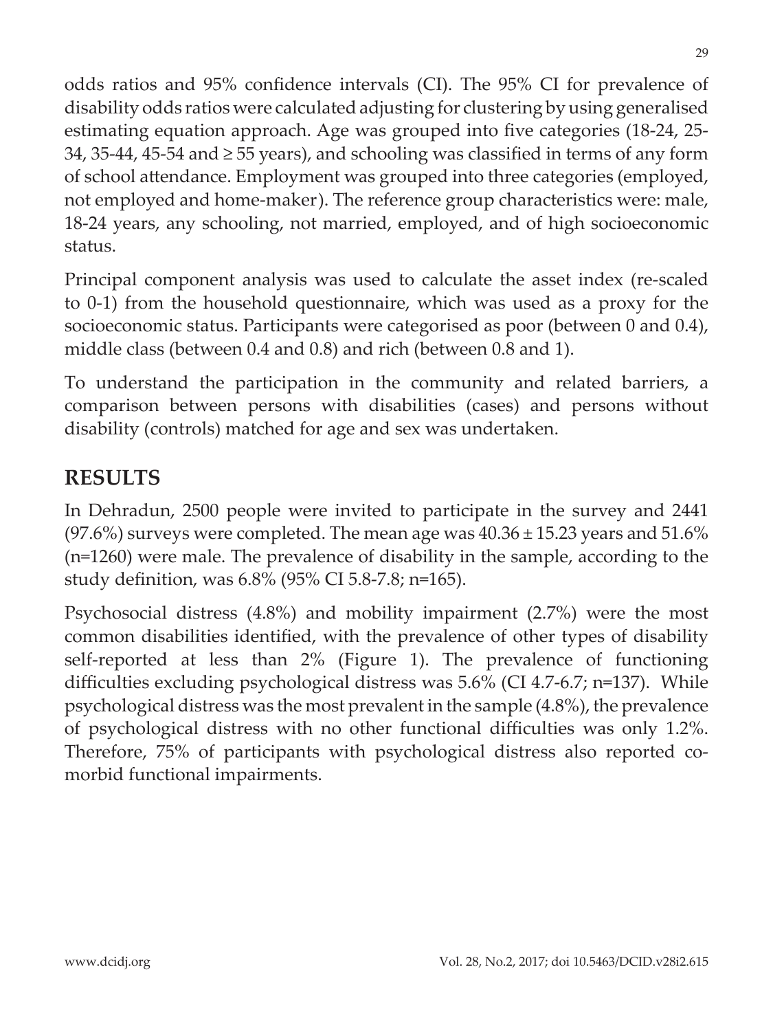odds ratios and 95% confidence intervals (CI). The 95% CI for prevalence of disability odds ratios were calculated adjusting for clustering by using generalised estimating equation approach. Age was grouped into five categories (18-24, 25-34, 35-44, 45-54 and ≥ 55 years), and schooling was classified in terms of any form of school attendance. Employment was grouped into three categories (employed, not employed and home-maker). The reference group characteristics were: male, 18-24 years, any schooling, not married, employed, and of high socioeconomic status.

Principal component analysis was used to calculate the asset index (re-scaled to 0-1) from the household questionnaire, which was used as a proxy for the socioeconomic status. Participants were categorised as poor (between 0 and 0.4), middle class (between 0.4 and 0.8) and rich (between 0.8 and 1).

To understand the participation in the community and related barriers, a comparison between persons with disabilities (cases) and persons without disability (controls) matched for age and sex was undertaken.

## RESULTS

In Dehradun, 2500 people were invited to participate in the survey and 2441 (97.6%) surveys were completed. The mean age was 40.36 ± 15.23 years and 51.6% (n=1260) were male. The prevalence of disability in the sample, according to the study definition, was 6.8% (95% CI 5.8-7.8; n=165).

Psychosocial distress (4.8%) and mobility impairment (2.7%) were the most common disabilities identified, with the prevalence of other types of disability self-reported at less than 2% (Figure 1). The prevalence of functioning difficulties excluding psychological distress was 5.6% (CI 4.7-6.7; n=137). While psychological distress was the most prevalent in the sample (4.8%), the prevalence of psychological distress with no other functional difficulties was only 1.2%. Therefore, 75% of participants with psychological distress also reported co-morbid functional impairments.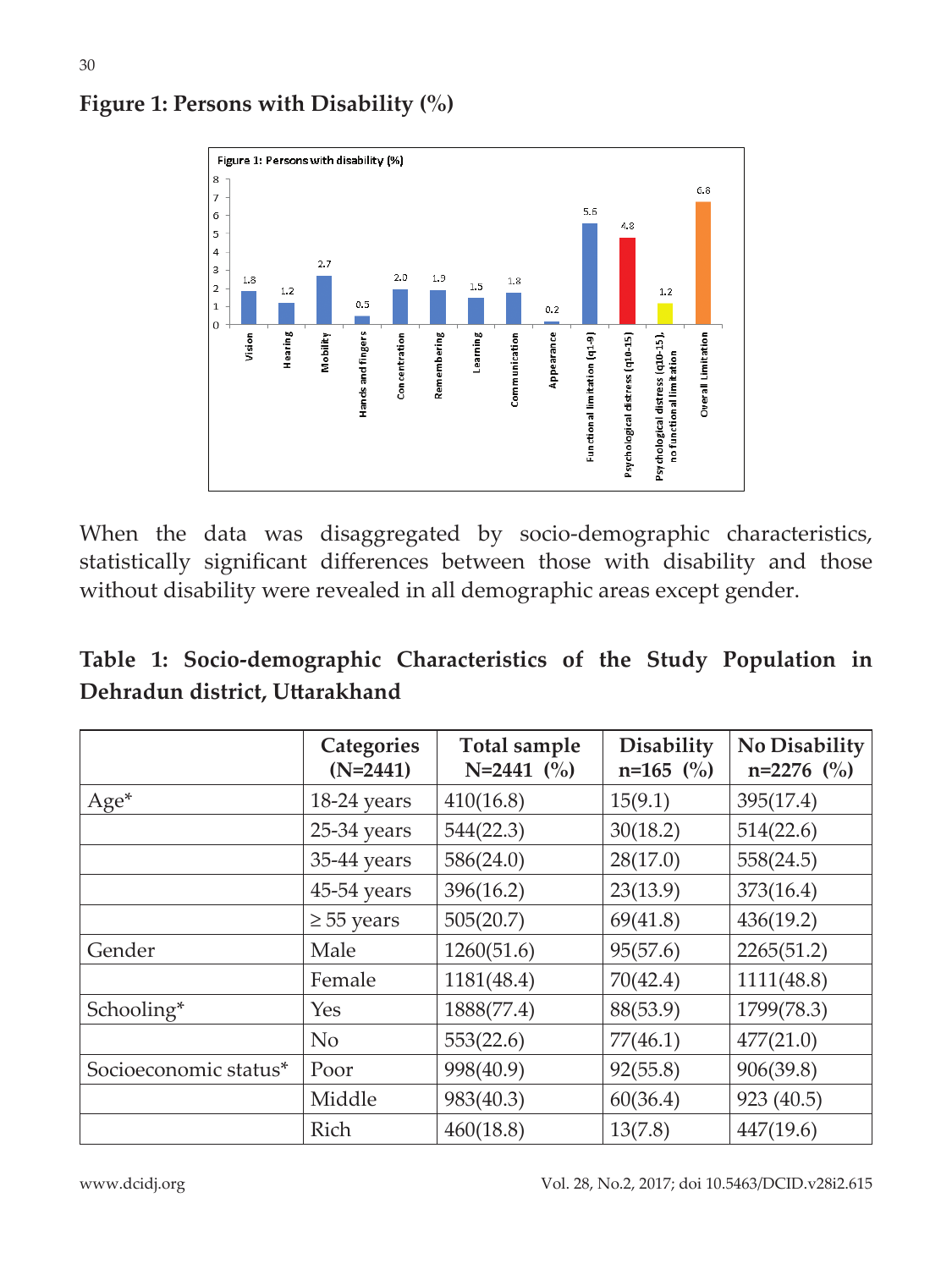**Figure 1: Persons with Disability (%)**

When the data was disaggregated by socio-demographic characteristics, statistically significant differences between those with disability and those without disability were revealed in all demographic areas except gender.

**Table 1: Socio-demographic Characteristics of the Study Population in Dehradun district, Uttarakhand**

| | Categories (N=2441) | Total sample N=2441 (%) | Disability n=165 (%) | No Disability n=2276 (%) |
|---|---|---|---|---|
| Age* | 18-24 years | 410(16.8) | 15(9.1) | 395(17.4) |
| | 25-34 years | 544(22.3) | 30(18.2) | 514(22.6) |
| | 35-44 years | 586(24.0) | 28(17.0) | 558(24.5) |
| | 45-54 years | 396(16.2) | 23(13.9) | 373(16.4) |
| | ≥ 55 years | 505(20.7) | 69(41.8) | 436(19.2) |
| Gender | Male | 1260(51.6) | 95(57.6) | 2265(51.2) |
| | Female | 1181(48.4) | 70(42.4) | 1111(48.8) |
| Schooling* | Yes | 1888(77.4) | 88(53.9) | 1799(78.3) |
| | No | 553(22.6) | 77(46.1) | 477(21.0) |
| Socioeconomic status* | Poor | 998(40.9) | 92(55.8) | 906(39.8) |
| | Middle | 983(40.3) | 60(36.4) | 923 (40.5) |
| | Rich | 460(18.8) | 13(7.8) | 447(19.6) |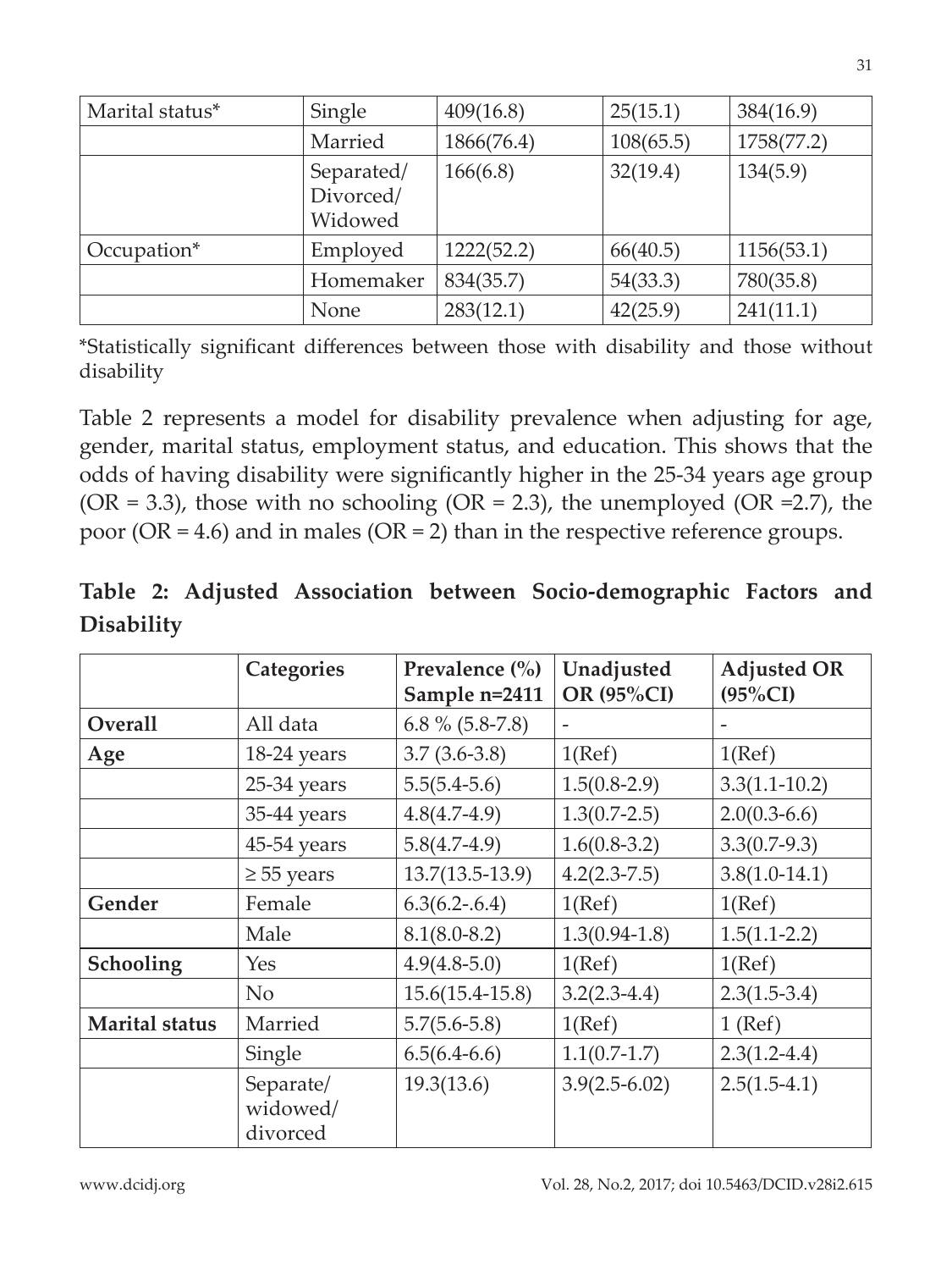| Marital status* | Single | 409(16.8) | 25(15.1) | 384(16.9) |
|---|---|---|---|---|
| | Married | 1866(76.4) | 108(65.5) | 1758(77.2) |
| | Separated/ Divorced/ Widowed | 166(6.8) | 32(19.4) | 134(5.9) |
| Occupation* | Employed | 1222(52.2) | 66(40.5) | 1156(53.1) |
| | Homemaker | 834(35.7) | 54(33.3) | 780(35.8) |
| | None | 283(12.1) | 42(25.9) | 241(11.1) |

*Statistically significant differences between those with disability and those without disability

Table 2 represents a model for disability prevalence when adjusting for age, gender, marital status, employment status, and education. This shows that the odds of having disability were significantly higher in the 25-34 years age group (OR = 3.3), those with no schooling (OR = 2.3), the unemployed (OR =2.7), the poor (OR = 4.6) and in males (OR = 2) than in the respective reference groups.

**Table 2: Adjusted Association between Socio-demographic Factors and Disability**

| | Categories | Prevalence (%) Sample n=2411 | Unadjusted OR (95%CI) | Adjusted OR (95%CI) |
|---|---|---|---|---|
| **Overall** | All data | 6.8 % (5.8-7.8) | - | - |
| **Age** | 18-24 years | 3.7 (3.6-3.8) | 1(Ref) | 1(Ref) |
| | 25-34 years | 5.5(5.4-5.6) | 1.5(0.8-2.9) | 3.3(1.1-10.2) |
| | 35-44 years | 4.8(4.7-4.9) | 1.3(0.7-2.5) | 2.0(0.3-6.6) |
| | 45-54 years | 5.8(4.7-4.9) | 1.6(0.8-3.2) | 3.3(0.7-9.3) |
| | ≥ 55 years | 13.7(13.5-13.9) | 4.2(2.3-7.5) | 3.8(1.0-14.1) |
| **Gender** | Female | 6.3(6.2-.6.4) | 1(Ref) | 1(Ref) |
| | Male | 8.1(8.0-8.2) | 1.3(0.94-1.8) | 1.5(1.1-2.2) |
| **Schooling** | Yes | 4.9(4.8-5.0) | 1(Ref) | 1(Ref) |
| | No | 15.6(15.4-15.8) | 3.2(2.3-4.4) | 2.3(1.5-3.4) |
| **Marital status** | Married | 5.7(5.6-5.8) | 1(Ref) | 1 (Ref) |
| | Single | 6.5(6.4-6.6) | 1.1(0.7-1.7) | 2.3(1.2-4.4) |
| | Separate/ widowed/ divorced | 19.3(13.6) | 3.9(2.5-6.02) | 2.5(1.5-4.1) |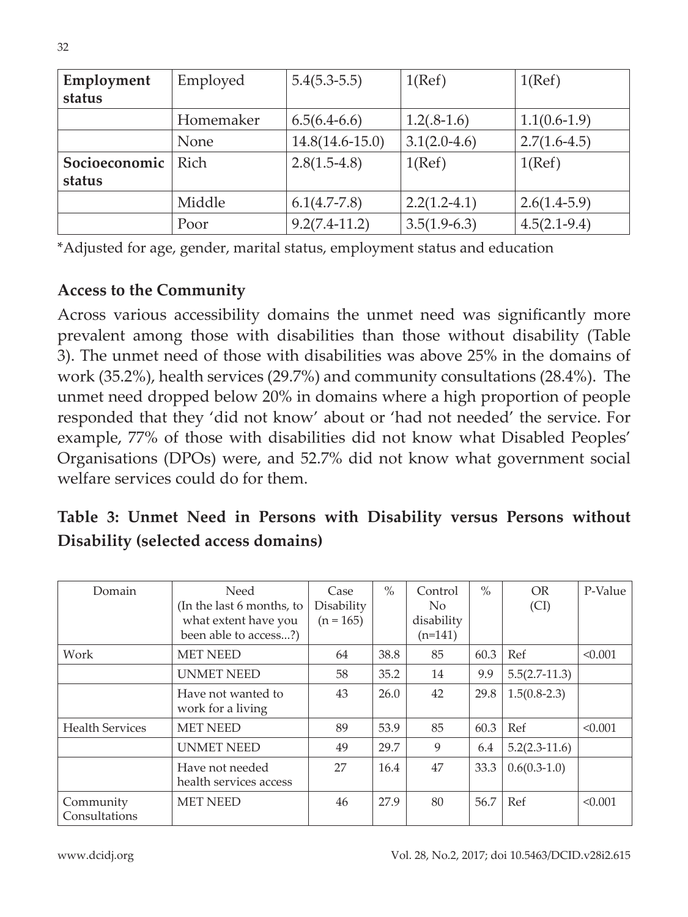| Employment status | Employed | 5.4(5.3-5.5) | 1(Ref) | 1(Ref) |
|---|---|---|---|---|
| | Homemaker | 6.5(6.4-6.6) | 1.2(.8-1.6) | 1.1(0.6-1.9) |
| | None | 14.8(14.6-15.0) | 3.1(2.0-4.6) | 2.7(1.6-4.5) |
| Socioeconomic status | Rich | 2.8(1.5-4.8) | 1(Ref) | 1(Ref) |
| | Middle | 6.1(4.7-7.8) | 2.2(1.2-4.1) | 2.6(1.4-5.9) |
| | Poor | 9.2(7.4-11.2) | 3.5(1.9-6.3) | 4.5(2.1-9.4) |

*Adjusted for age, gender, marital status, employment status and education

### Access to the Community

Across various accessibility domains the unmet need was significantly more prevalent among those with disabilities than those without disability (Table 3). The unmet need of those with disabilities was above 25% in the domains of work (35.2%), health services (29.7%) and community consultations (28.4%). The unmet need dropped below 20% in domains where a high proportion of people responded that they 'did not know' about or 'had not needed' the service. For example, 77% of those with disabilities did not know what Disabled Peoples' Organisations (DPOs) were, and 52.7% did not know what government social welfare services could do for them.

### Table 3: Unmet Need in Persons with Disability versus Persons without Disability (selected access domains)

| Domain | Need (In the last 6 months, to what extent have you been able to access...?) | Case Disability (n = 165) | % | Control No disability (n=141) | % | OR (CI) | P-Value |
|---|---|---|---|---|---|---|---|
| Work | MET NEED | 64 | 38.8 | 85 | 60.3 | Ref | <0.001 |
| | UNMET NEED | 58 | 35.2 | 14 | 9.9 | 5.5(2.7-11.3) | |
| | Have not wanted to work for a living | 43 | 26.0 | 42 | 29.8 | 1.5(0.8-2.3) | |
| Health Services | MET NEED | 89 | 53.9 | 85 | 60.3 | Ref | <0.001 |
| | UNMET NEED | 49 | 29.7 | 9 | 6.4 | 5.2(2.3-11.6) | |
| | Have not needed health services access | 27 | 16.4 | 47 | 33.3 | 0.6(0.3-1.0) | |
| Community Consultations | MET NEED | 46 | 27.9 | 80 | 56.7 | Ref | <0.001 |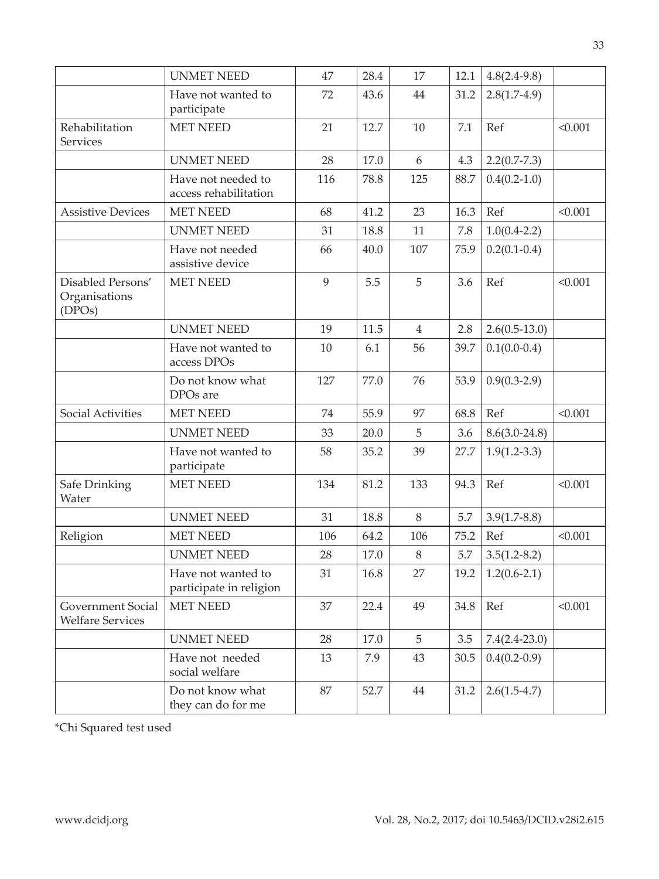| | | | | | | | |
|---|---|---|---|---|---|---|---|
| | UNMET NEED | 47 | 28.4 | 17 | 12.1 | 4.8(2.4-9.8) | |
| | Have not wanted to participate | 72 | 43.6 | 44 | 31.2 | 2.8(1.7-4.9) | |
| Rehabilitation Services | MET NEED | 21 | 12.7 | 10 | 7.1 | Ref | <0.001 |
| | UNMET NEED | 28 | 17.0 | 6 | 4.3 | 2.2(0.7-7.3) | |
| | Have not needed to access rehabilitation | 116 | 78.8 | 125 | 88.7 | 0.4(0.2-1.0) | |
| Assistive Devices | MET NEED | 68 | 41.2 | 23 | 16.3 | Ref | <0.001 |
| | UNMET NEED | 31 | 18.8 | 11 | 7.8 | 1.0(0.4-2.2) | |
| | Have not needed assistive device | 66 | 40.0 | 107 | 75.9 | 0.2(0.1-0.4) | |
| Disabled Persons' Organisations (DPOs) | MET NEED | 9 | 5.5 | 5 | 3.6 | Ref | <0.001 |
| | UNMET NEED | 19 | 11.5 | 4 | 2.8 | 2.6(0.5-13.0) | |
| | Have not wanted to access DPOs | 10 | 6.1 | 56 | 39.7 | 0.1(0.0-0.4) | |
| | Do not know what DPOs are | 127 | 77.0 | 76 | 53.9 | 0.9(0.3-2.9) | |
| Social Activities | MET NEED | 74 | 55.9 | 97 | 68.8 | Ref | <0.001 |
| | UNMET NEED | 33 | 20.0 | 5 | 3.6 | 8.6(3.0-24.8) | |
| | Have not wanted to participate | 58 | 35.2 | 39 | 27.7 | 1.9(1.2-3.3) | |
| Safe Drinking Water | MET NEED | 134 | 81.2 | 133 | 94.3 | Ref | <0.001 |
| | UNMET NEED | 31 | 18.8 | 8 | 5.7 | 3.9(1.7-8.8) | |
| Religion | MET NEED | 106 | 64.2 | 106 | 75.2 | Ref | <0.001 |
| | UNMET NEED | 28 | 17.0 | 8 | 5.7 | 3.5(1.2-8.2) | |
| | Have not wanted to participate in religion | 31 | 16.8 | 27 | 19.2 | 1.2(0.6-2.1) | |
| Government Social Welfare Services | MET NEED | 37 | 22.4 | 49 | 34.8 | Ref | <0.001 |
| | UNMET NEED | 28 | 17.0 | 5 | 3.5 | 7.4(2.4-23.0) | |
| | Have not needed social welfare | 13 | 7.9 | 43 | 30.5 | 0.4(0.2-0.9) | |
| | Do not know what they can do for me | 87 | 52.7 | 44 | 31.2 | 2.6(1.5-4.7) | |

*Chi Squared test used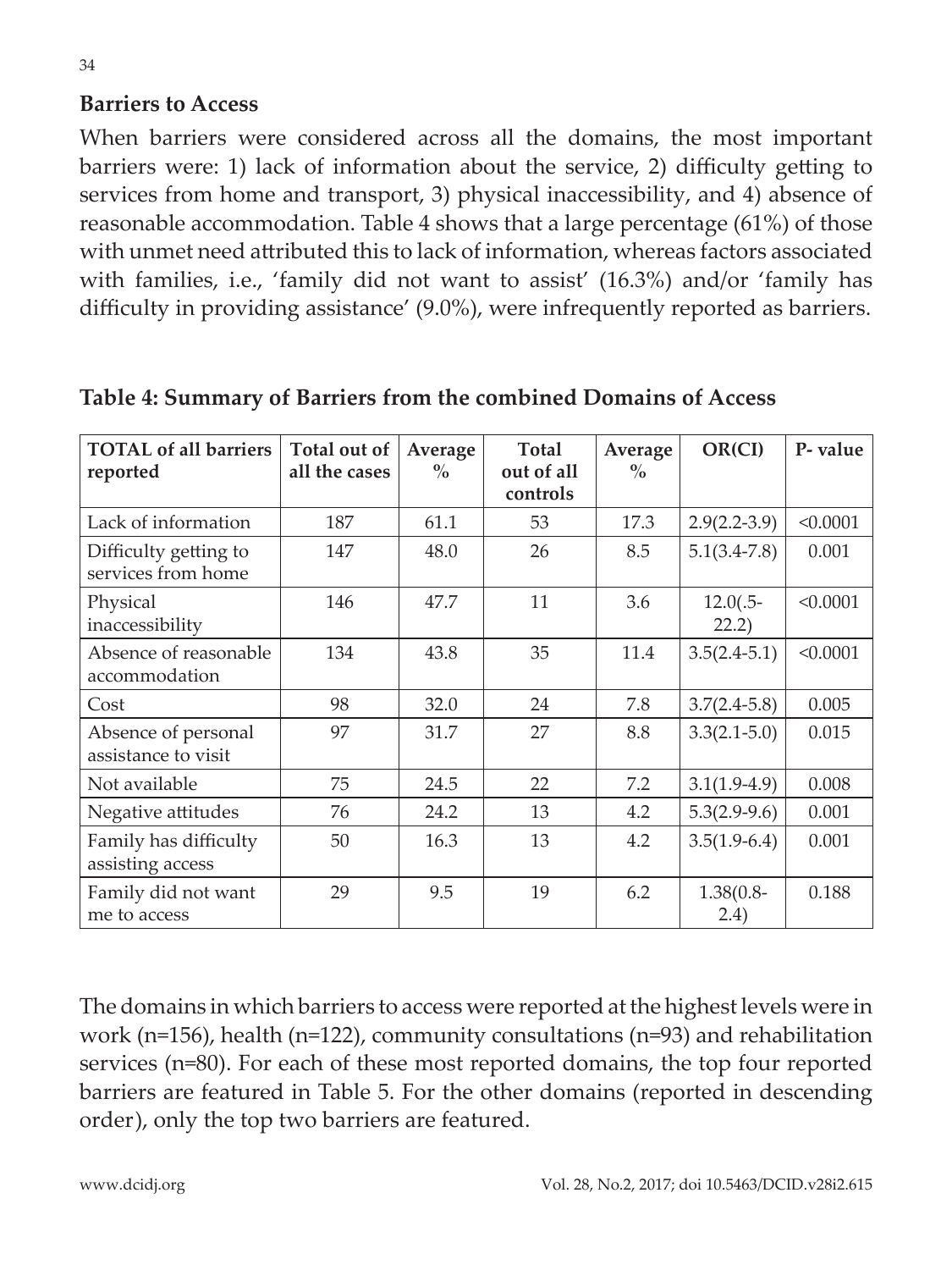## Barriers to Access

When barriers were considered across all the domains, the most important barriers were: 1) lack of information about the service, 2) difficulty getting to services from home and transport, 3) physical inaccessibility, and 4) absence of reasonable accommodation. Table 4 shows that a large percentage (61%) of those with unmet need attributed this to lack of information, whereas factors associated with families, i.e., 'family did not want to assist' (16.3%) and/or 'family has difficulty in providing assistance' (9.0%), were infrequently reported as barriers.

**Table 4: Summary of Barriers from the combined Domains of Access**

| TOTAL of all barriers reported | Total out of all the cases | Average % | Total out of all controls | Average % | OR(CI) | P- value |
|---|---|---|---|---|---|---|
| Lack of information | 187 | 61.1 | 53 | 17.3 | 2.9(2.2-3.9) | <0.0001 |
| Difficulty getting to services from home | 147 | 48.0 | 26 | 8.5 | 5.1(3.4-7.8) | 0.001 |
| Physical inaccessibility | 146 | 47.7 | 11 | 3.6 | 12.0(.5-22.2) | <0.0001 |
| Absence of reasonable accommodation | 134 | 43.8 | 35 | 11.4 | 3.5(2.4-5.1) | <0.0001 |
| Cost | 98 | 32.0 | 24 | 7.8 | 3.7(2.4-5.8) | 0.005 |
| Absence of personal assistance to visit | 97 | 31.7 | 27 | 8.8 | 3.3(2.1-5.0) | 0.015 |
| Not available | 75 | 24.5 | 22 | 7.2 | 3.1(1.9-4.9) | 0.008 |
| Negative attitudes | 76 | 24.2 | 13 | 4.2 | 5.3(2.9-9.6) | 0.001 |
| Family has difficulty assisting access | 50 | 16.3 | 13 | 4.2 | 3.5(1.9-6.4) | 0.001 |
| Family did not want me to access | 29 | 9.5 | 19 | 6.2 | 1.38(0.8-2.4) | 0.188 |

The domains in which barriers to access were reported at the highest levels were in work (n=156), health (n=122), community consultations (n=93) and rehabilitation services (n=80). For each of these most reported domains, the top four reported barriers are featured in Table 5. For the other domains (reported in descending order), only the top two barriers are featured.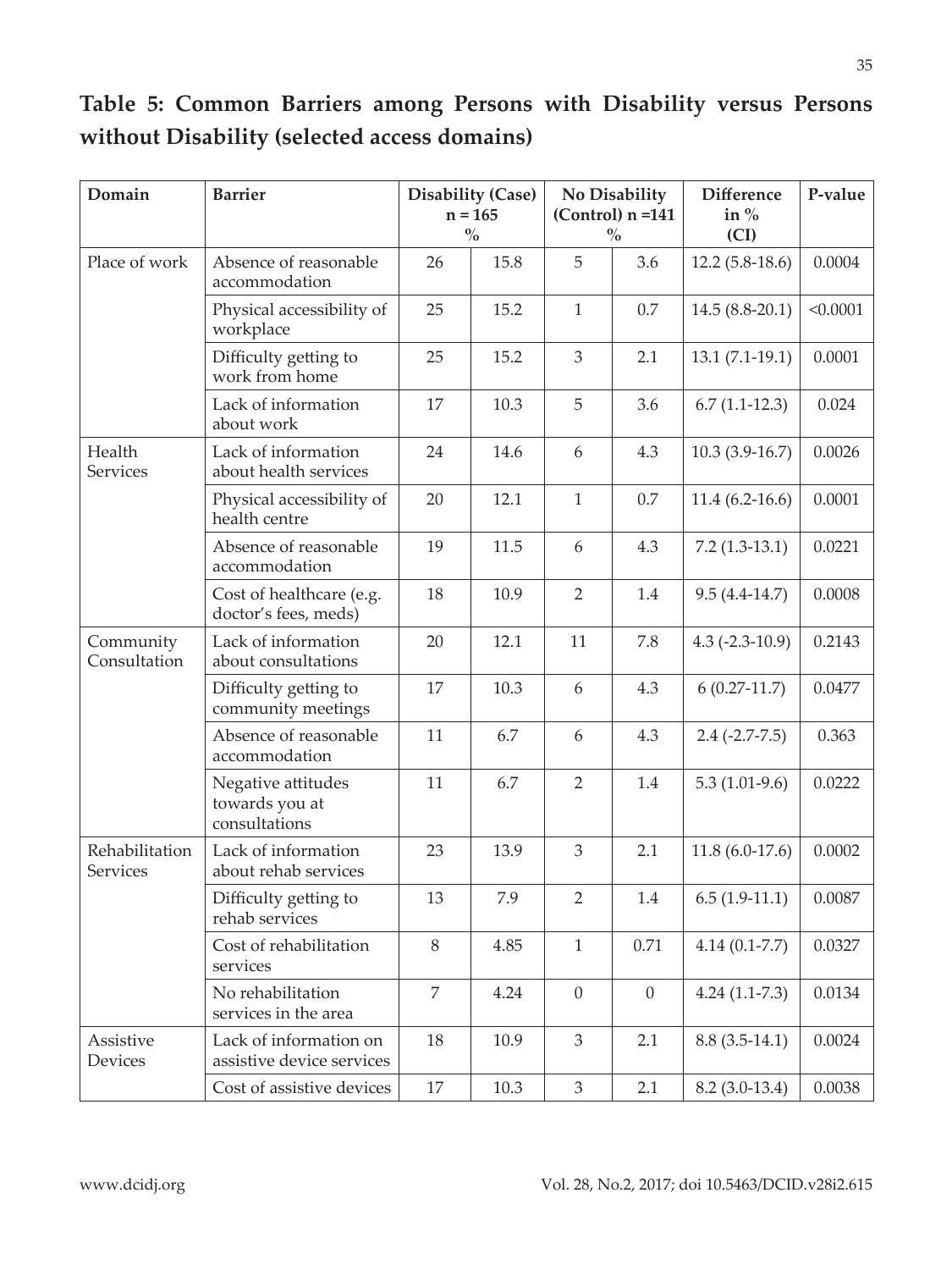## Table 5: Common Barriers among Persons with Disability versus Persons without Disability (selected access domains)

| Domain | Barrier | Disability (Case) n = 165 | % | No Disability (Control) n =141 | % | Difference in % (CI) | P-value |
|---|---|---|---|---|---|---|---|
| Place of work | Absence of reasonable accommodation | 26 | 15.8 | 5 | 3.6 | 12.2 (5.8-18.6) | 0.0004 |
| | Physical accessibility of workplace | 25 | 15.2 | 1 | 0.7 | 14.5 (8.8-20.1) | <0.0001 |
| | Difficulty getting to work from home | 25 | 15.2 | 3 | 2.1 | 13.1 (7.1-19.1) | 0.0001 |
| | Lack of information about work | 17 | 10.3 | 5 | 3.6 | 6.7 (1.1-12.3) | 0.024 |
| Health Services | Lack of information about health services | 24 | 14.6 | 6 | 4.3 | 10.3 (3.9-16.7) | 0.0026 |
| | Physical accessibility of health centre | 20 | 12.1 | 1 | 0.7 | 11.4 (6.2-16.6) | 0.0001 |
| | Absence of reasonable accommodation | 19 | 11.5 | 6 | 4.3 | 7.2 (1.3-13.1) | 0.0221 |
| | Cost of healthcare (e.g. doctor's fees, meds) | 18 | 10.9 | 2 | 1.4 | 9.5 (4.4-14.7) | 0.0008 |
| Community Consultation | Lack of information about consultations | 20 | 12.1 | 11 | 7.8 | 4.3 (-2.3-10.9) | 0.2143 |
| | Difficulty getting to community meetings | 17 | 10.3 | 6 | 4.3 | 6 (0.27-11.7) | 0.0477 |
| | Absence of reasonable accommodation | 11 | 6.7 | 6 | 4.3 | 2.4 (-2.7-7.5) | 0.363 |
| | Negative attitudes towards you at consultations | 11 | 6.7 | 2 | 1.4 | 5.3 (1.01-9.6) | 0.0222 |
| Rehabilitation Services | Lack of information about rehab services | 23 | 13.9 | 3 | 2.1 | 11.8 (6.0-17.6) | 0.0002 |
| | Difficulty getting to rehab services | 13 | 7.9 | 2 | 1.4 | 6.5 (1.9-11.1) | 0.0087 |
| | Cost of rehabilitation services | 8 | 4.85 | 1 | 0.71 | 4.14 (0.1-7.7) | 0.0327 |
| | No rehabilitation services in the area | 7 | 4.24 | 0 | 0 | 4.24 (1.1-7.3) | 0.0134 |
| Assistive Devices | Lack of information on assistive device services | 18 | 10.9 | 3 | 2.1 | 8.8 (3.5-14.1) | 0.0024 |
| | Cost of assistive devices | 17 | 10.3 | 3 | 2.1 | 8.2 (3.0-13.4) | 0.0038 |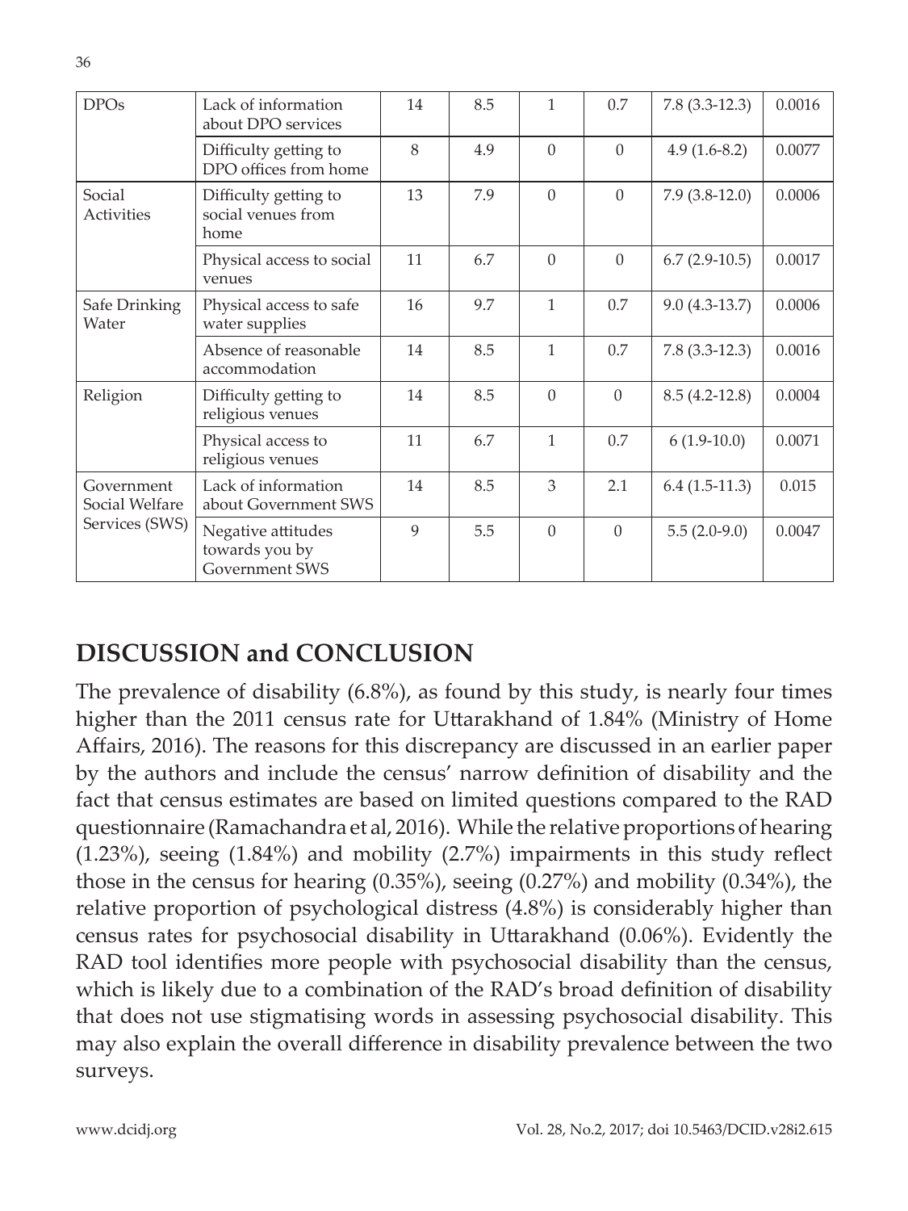| DPOs | Lack of information about DPO services | 14 | 8.5 | 1 | 0.7 | 7.8 (3.3-12.3) | 0.0016 |
|---|---|---|---|---|---|---|---|
| | Difficulty getting to DPO offices from home | 8 | 4.9 | 0 | 0 | 4.9 (1.6-8.2) | 0.0077 |
| Social Activities | Difficulty getting to social venues from home | 13 | 7.9 | 0 | 0 | 7.9 (3.8-12.0) | 0.0006 |
| | Physical access to social venues | 11 | 6.7 | 0 | 0 | 6.7 (2.9-10.5) | 0.0017 |
| Safe Drinking Water | Physical access to safe water supplies | 16 | 9.7 | 1 | 0.7 | 9.0 (4.3-13.7) | 0.0006 |
| | Absence of reasonable accommodation | 14 | 8.5 | 1 | 0.7 | 7.8 (3.3-12.3) | 0.0016 |
| Religion | Difficulty getting to religious venues | 14 | 8.5 | 0 | 0 | 8.5 (4.2-12.8) | 0.0004 |
| | Physical access to religious venues | 11 | 6.7 | 1 | 0.7 | 6 (1.9-10.0) | 0.0071 |
| Government Social Welfare Services (SWS) | Lack of information about Government SWS | 14 | 8.5 | 3 | 2.1 | 6.4 (1.5-11.3) | 0.015 |
| | Negative attitudes towards you by Government SWS | 9 | 5.5 | 0 | 0 | 5.5 (2.0-9.0) | 0.0047 |

## DISCUSSION and CONCLUSION

The prevalence of disability (6.8%), as found by this study, is nearly four times higher than the 2011 census rate for Uttarakhand of 1.84% (Ministry of Home Affairs, 2016). The reasons for this discrepancy are discussed in an earlier paper by the authors and include the census' narrow definition of disability and the fact that census estimates are based on limited questions compared to the RAD questionnaire (Ramachandra et al, 2016). While the relative proportions of hearing (1.23%), seeing (1.84%) and mobility (2.7%) impairments in this study reflect those in the census for hearing (0.35%), seeing (0.27%) and mobility (0.34%), the relative proportion of psychological distress (4.8%) is considerably higher than census rates for psychosocial disability in Uttarakhand (0.06%). Evidently the RAD tool identifies more people with psychosocial disability than the census, which is likely due to a combination of the RAD's broad definition of disability that does not use stigmatising words in assessing psychosocial disability. This may also explain the overall difference in disability prevalence between the two surveys.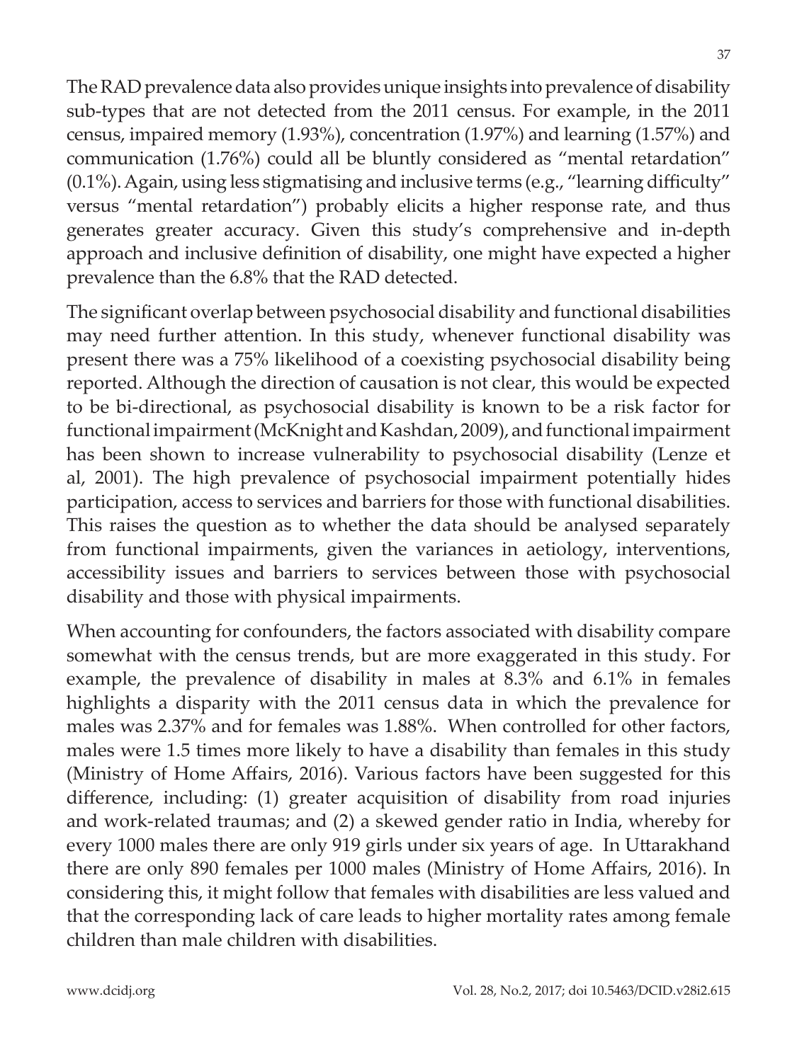The RAD prevalence data also provides unique insights into prevalence of disability sub-types that are not detected from the 2011 census. For example, in the 2011 census, impaired memory (1.93%), concentration (1.97%) and learning (1.57%) and communication (1.76%) could all be bluntly considered as "mental retardation" (0.1%). Again, using less stigmatising and inclusive terms (e.g., "learning difficulty" versus "mental retardation") probably elicits a higher response rate, and thus generates greater accuracy. Given this study's comprehensive and in-depth approach and inclusive definition of disability, one might have expected a higher prevalence than the 6.8% that the RAD detected.

The significant overlap between psychosocial disability and functional disabilities may need further attention. In this study, whenever functional disability was present there was a 75% likelihood of a coexisting psychosocial disability being reported. Although the direction of causation is not clear, this would be expected to be bi-directional, as psychosocial disability is known to be a risk factor for functional impairment (McKnight and Kashdan, 2009), and functional impairment has been shown to increase vulnerability to psychosocial disability (Lenze et al, 2001). The high prevalence of psychosocial impairment potentially hides participation, access to services and barriers for those with functional disabilities. This raises the question as to whether the data should be analysed separately from functional impairments, given the variances in aetiology, interventions, accessibility issues and barriers to services between those with psychosocial disability and those with physical impairments.

When accounting for confounders, the factors associated with disability compare somewhat with the census trends, but are more exaggerated in this study. For example, the prevalence of disability in males at 8.3% and 6.1% in females highlights a disparity with the 2011 census data in which the prevalence for males was 2.37% and for females was 1.88%. When controlled for other factors, males were 1.5 times more likely to have a disability than females in this study (Ministry of Home Affairs, 2016). Various factors have been suggested for this difference, including: (1) greater acquisition of disability from road injuries and work-related traumas; and (2) a skewed gender ratio in India, whereby for every 1000 males there are only 919 girls under six years of age. In Uttarakhand there are only 890 females per 1000 males (Ministry of Home Affairs, 2016). In considering this, it might follow that females with disabilities are less valued and that the corresponding lack of care leads to higher mortality rates among female children than male children with disabilities.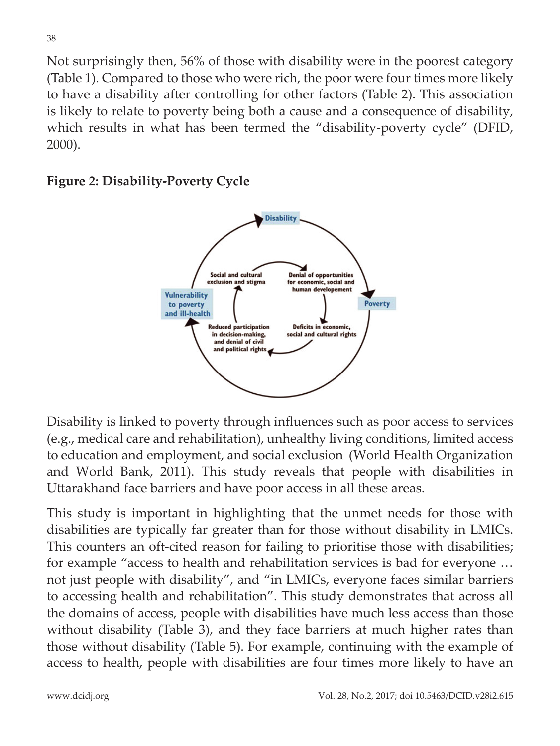Not surprisingly then, 56% of those with disability were in the poorest category (Table 1). Compared to those who were rich, the poor were four times more likely to have a disability after controlling for other factors (Table 2). This association is likely to relate to poverty being both a cause and a consequence of disability, which results in what has been termed the "disability-poverty cycle" (DFID, 2000).

**Figure 2: Disability-Poverty Cycle**

Disability is linked to poverty through influences such as poor access to services (e.g., medical care and rehabilitation), unhealthy living conditions, limited access to education and employment, and social exclusion (World Health Organization and World Bank, 2011). This study reveals that people with disabilities in Uttarakhand face barriers and have poor access in all these areas.

This study is important in highlighting that the unmet needs for those with disabilities are typically far greater than for those without disability in LMICs. This counters an oft-cited reason for failing to prioritise those with disabilities; for example "access to health and rehabilitation services is bad for everyone … not just people with disability", and "in LMICs, everyone faces similar barriers to accessing health and rehabilitation". This study demonstrates that across all the domains of access, people with disabilities have much less access than those without disability (Table 3), and they face barriers at much higher rates than those without disability (Table 5). For example, continuing with the example of access to health, people with disabilities are four times more likely to have an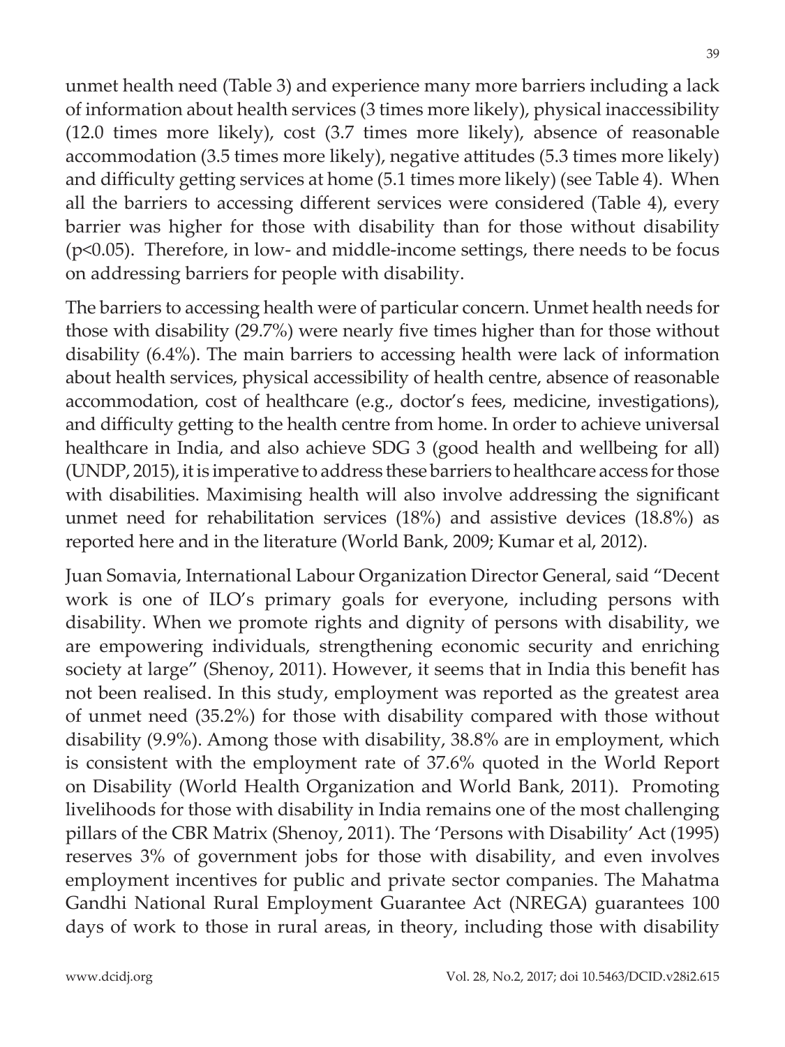unmet health need (Table 3) and experience many more barriers including a lack of information about health services (3 times more likely), physical inaccessibility (12.0 times more likely), cost (3.7 times more likely), absence of reasonable accommodation (3.5 times more likely), negative attitudes (5.3 times more likely) and difficulty getting services at home (5.1 times more likely) (see Table 4). When all the barriers to accessing different services were considered (Table 4), every barrier was higher for those with disability than for those without disability ($p<0.05$). Therefore, in low- and middle-income settings, there needs to be focus on addressing barriers for people with disability.

The barriers to accessing health were of particular concern. Unmet health needs for those with disability (29.7%) were nearly five times higher than for those without disability (6.4%). The main barriers to accessing health were lack of information about health services, physical accessibility of health centre, absence of reasonable accommodation, cost of healthcare (e.g., doctor's fees, medicine, investigations), and difficulty getting to the health centre from home. In order to achieve universal healthcare in India, and also achieve SDG 3 (good health and wellbeing for all) (UNDP, 2015), it is imperative to address these barriers to healthcare access for those with disabilities. Maximising health will also involve addressing the significant unmet need for rehabilitation services (18%) and assistive devices (18.8%) as reported here and in the literature (World Bank, 2009; Kumar et al, 2012).

Juan Somavia, International Labour Organization Director General, said "Decent work is one of ILO's primary goals for everyone, including persons with disability. When we promote rights and dignity of persons with disability, we are empowering individuals, strengthening economic security and enriching society at large" (Shenoy, 2011). However, it seems that in India this benefit has not been realised. In this study, employment was reported as the greatest area of unmet need (35.2%) for those with disability compared with those without disability (9.9%). Among those with disability, 38.8% are in employment, which is consistent with the employment rate of 37.6% quoted in the World Report on Disability (World Health Organization and World Bank, 2011). Promoting livelihoods for those with disability in India remains one of the most challenging pillars of the CBR Matrix (Shenoy, 2011). The 'Persons with Disability' Act (1995) reserves 3% of government jobs for those with disability, and even involves employment incentives for public and private sector companies. The Mahatma Gandhi National Rural Employment Guarantee Act (NREGA) guarantees 100 days of work to those in rural areas, in theory, including those with disability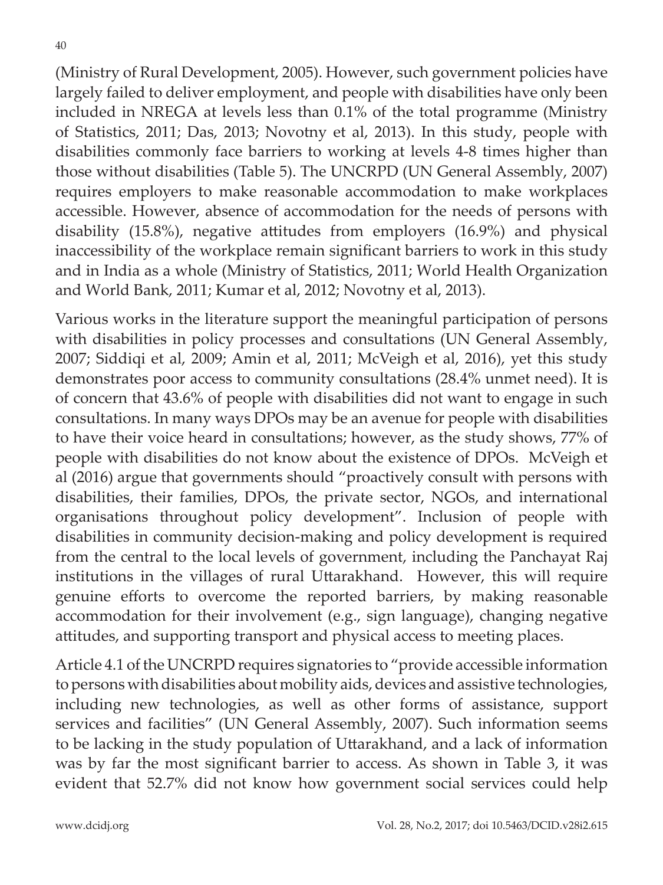(Ministry of Rural Development, 2005). However, such government policies have largely failed to deliver employment, and people with disabilities have only been included in NREGA at levels less than 0.1% of the total programme (Ministry of Statistics, 2011; Das, 2013; Novotny et al, 2013). In this study, people with disabilities commonly face barriers to working at levels 4-8 times higher than those without disabilities (Table 5). The UNCRPD (UN General Assembly, 2007) requires employers to make reasonable accommodation to make workplaces accessible. However, absence of accommodation for the needs of persons with disability (15.8%), negative attitudes from employers (16.9%) and physical inaccessibility of the workplace remain significant barriers to work in this study and in India as a whole (Ministry of Statistics, 2011; World Health Organization and World Bank, 2011; Kumar et al, 2012; Novotny et al, 2013).

Various works in the literature support the meaningful participation of persons with disabilities in policy processes and consultations (UN General Assembly, 2007; Siddiqi et al, 2009; Amin et al, 2011; McVeigh et al, 2016), yet this study demonstrates poor access to community consultations (28.4% unmet need). It is of concern that 43.6% of people with disabilities did not want to engage in such consultations. In many ways DPOs may be an avenue for people with disabilities to have their voice heard in consultations; however, as the study shows, 77% of people with disabilities do not know about the existence of DPOs. McVeigh et al (2016) argue that governments should "proactively consult with persons with disabilities, their families, DPOs, the private sector, NGOs, and international organisations throughout policy development". Inclusion of people with disabilities in community decision-making and policy development is required from the central to the local levels of government, including the Panchayat Raj institutions in the villages of rural Uttarakhand. However, this will require genuine efforts to overcome the reported barriers, by making reasonable accommodation for their involvement (e.g., sign language), changing negative attitudes, and supporting transport and physical access to meeting places.

Article 4.1 of the UNCRPD requires signatories to "provide accessible information to persons with disabilities about mobility aids, devices and assistive technologies, including new technologies, as well as other forms of assistance, support services and facilities" (UN General Assembly, 2007). Such information seems to be lacking in the study population of Uttarakhand, and a lack of information was by far the most significant barrier to access. As shown in Table 3, it was evident that 52.7% did not know how government social services could help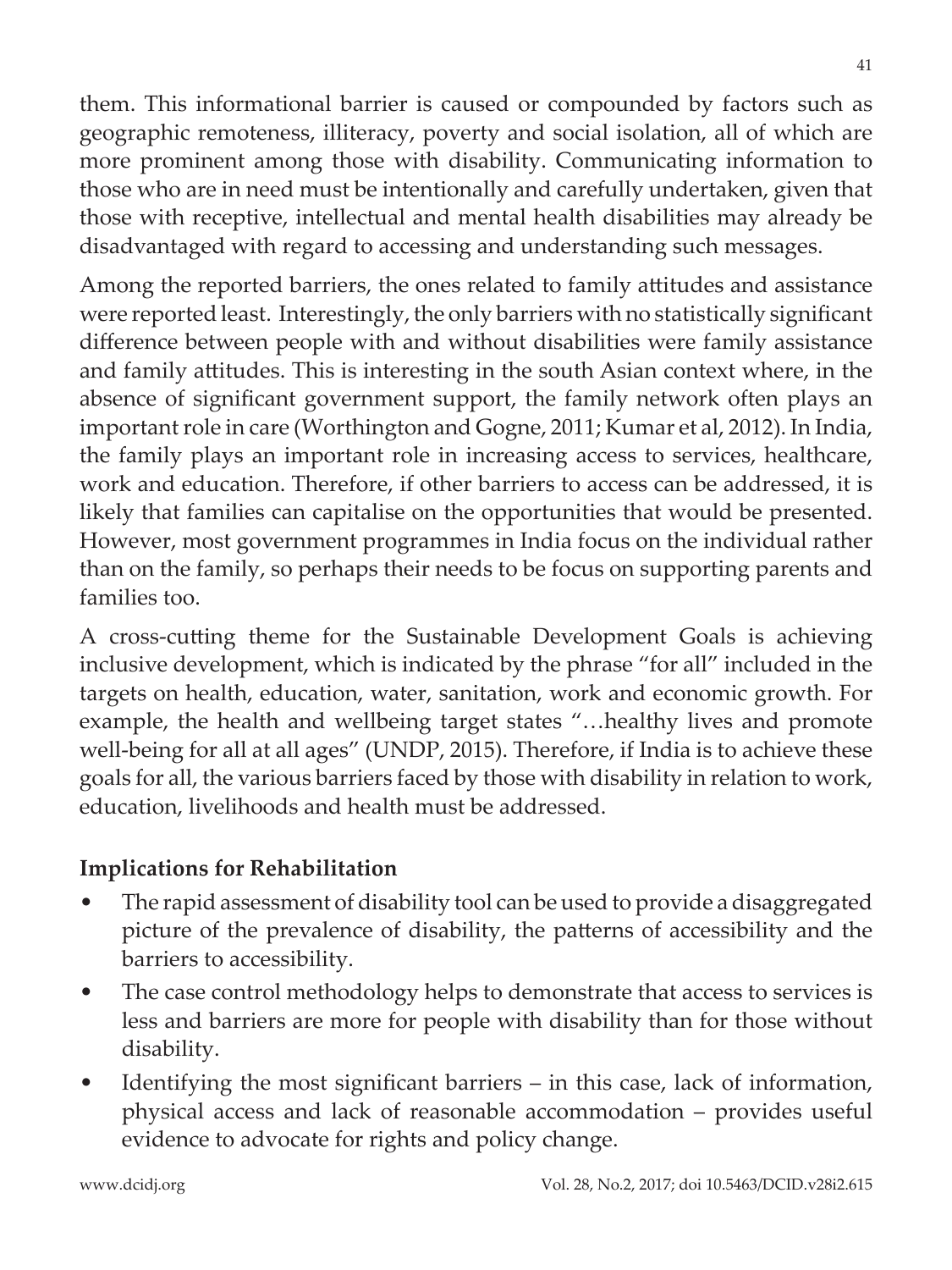them. This informational barrier is caused or compounded by factors such as geographic remoteness, illiteracy, poverty and social isolation, all of which are more prominent among those with disability. Communicating information to those who are in need must be intentionally and carefully undertaken, given that those with receptive, intellectual and mental health disabilities may already be disadvantaged with regard to accessing and understanding such messages.

Among the reported barriers, the ones related to family attitudes and assistance were reported least. Interestingly, the only barriers with no statistically significant difference between people with and without disabilities were family assistance and family attitudes. This is interesting in the south Asian context where, in the absence of significant government support, the family network often plays an important role in care (Worthington and Gogne, 2011; Kumar et al, 2012). In India, the family plays an important role in increasing access to services, healthcare, work and education. Therefore, if other barriers to access can be addressed, it is likely that families can capitalise on the opportunities that would be presented. However, most government programmes in India focus on the individual rather than on the family, so perhaps their needs to be focus on supporting parents and families too.

A cross-cutting theme for the Sustainable Development Goals is achieving inclusive development, which is indicated by the phrase "for all" included in the targets on health, education, water, sanitation, work and economic growth. For example, the health and wellbeing target states "…healthy lives and promote well-being for all at all ages" (UNDP, 2015). Therefore, if India is to achieve these goals for all, the various barriers faced by those with disability in relation to work, education, livelihoods and health must be addressed.

## Implications for Rehabilitation

- The rapid assessment of disability tool can be used to provide a disaggregated picture of the prevalence of disability, the patterns of accessibility and the barriers to accessibility.
- The case control methodology helps to demonstrate that access to services is less and barriers are more for people with disability than for those without disability.
- Identifying the most significant barriers – in this case, lack of information, physical access and lack of reasonable accommodation – provides useful evidence to advocate for rights and policy change.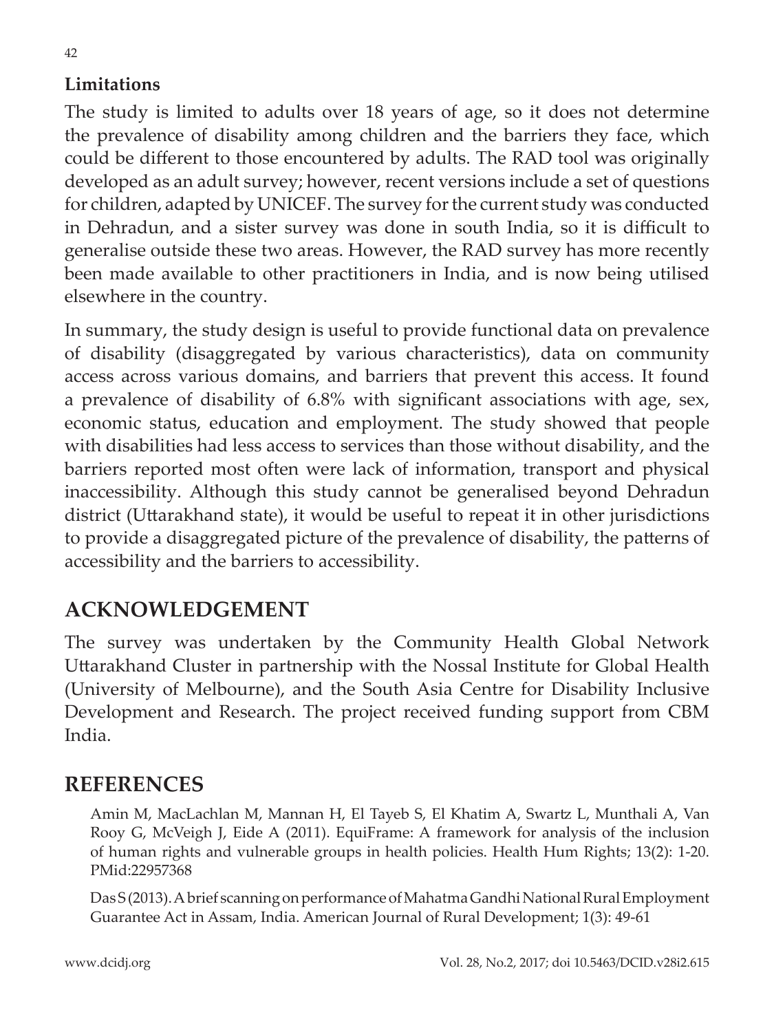### Limitations

The study is limited to adults over 18 years of age, so it does not determine the prevalence of disability among children and the barriers they face, which could be different to those encountered by adults. The RAD tool was originally developed as an adult survey; however, recent versions include a set of questions for children, adapted by UNICEF. The survey for the current study was conducted in Dehradun, and a sister survey was done in south India, so it is difficult to generalise outside these two areas. However, the RAD survey has more recently been made available to other practitioners in India, and is now being utilised elsewhere in the country.

In summary, the study design is useful to provide functional data on prevalence of disability (disaggregated by various characteristics), data on community access across various domains, and barriers that prevent this access. It found a prevalence of disability of 6.8% with significant associations with age, sex, economic status, education and employment. The study showed that people with disabilities had less access to services than those without disability, and the barriers reported most often were lack of information, transport and physical inaccessibility. Although this study cannot be generalised beyond Dehradun district (Uttarakhand state), it would be useful to repeat it in other jurisdictions to provide a disaggregated picture of the prevalence of disability, the patterns of accessibility and the barriers to accessibility.

## ACKNOWLEDGEMENT

The survey was undertaken by the Community Health Global Network Uttarakhand Cluster in partnership with the Nossal Institute for Global Health (University of Melbourne), and the South Asia Centre for Disability Inclusive Development and Research. The project received funding support from CBM India.

## REFERENCES

Amin M, MacLachlan M, Mannan H, El Tayeb S, El Khatim A, Swartz L, Munthali A, Van Rooy G, McVeigh J, Eide A (2011). EquiFrame: A framework for analysis of the inclusion of human rights and vulnerable groups in health policies. Health Hum Rights; 13(2): 1-20. PMid:22957368

Das S (2013). A brief scanning on performance of Mahatma Gandhi National Rural Employment Guarantee Act in Assam, India. American Journal of Rural Development; 1(3): 49-61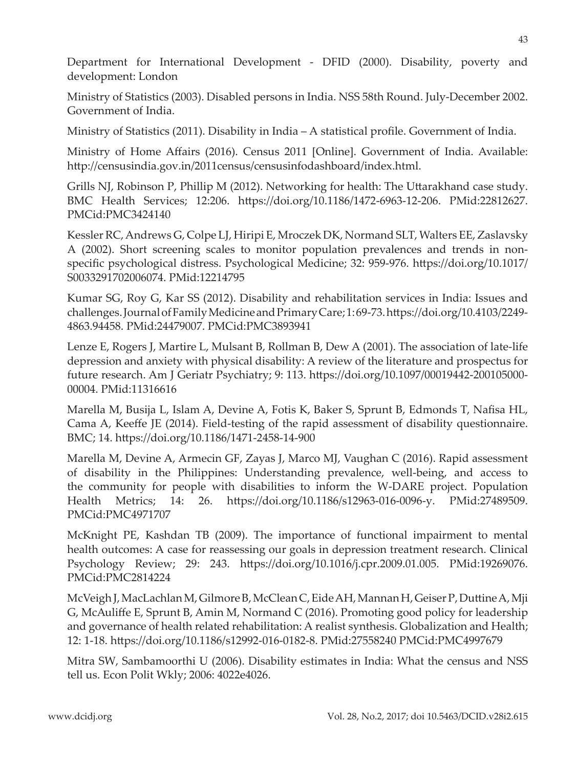Department for International Development - DFID (2000). Disability, poverty and development: London

Ministry of Statistics (2003). Disabled persons in India. NSS 58th Round. July-December 2002. Government of India.

Ministry of Statistics (2011). Disability in India – A statistical profile. Government of India.

Ministry of Home Affairs (2016). Census 2011 [Online]. Government of India. Available: http://censusindia.gov.in/2011census/censusinfodashboard/index.html.

Grills NJ, Robinson P, Phillip M (2012). Networking for health: The Uttarakhand case study. BMC Health Services; 12:206. https://doi.org/10.1186/1472-6963-12-206. PMid:22812627. PMCid:PMC3424140

Kessler RC, Andrews G, Colpe LJ, Hiripi E, Mroczek DK, Normand SLT, Walters EE, Zaslavsky A (2002). Short screening scales to monitor population prevalences and trends in non-specific psychological distress. Psychological Medicine; 32: 959-976. https://doi.org/10.1017/S0033291702006074. PMid:12214795

Kumar SG, Roy G, Kar SS (2012). Disability and rehabilitation services in India: Issues and challenges. Journal of Family Medicine and Primary Care; 1: 69-73. https://doi.org/10.4103/2249-4863.94458. PMid:24479007. PMCid:PMC3893941

Lenze E, Rogers J, Martire L, Mulsant B, Rollman B, Dew A (2001). The association of late-life depression and anxiety with physical disability: A review of the literature and prospectus for future research. Am J Geriatr Psychiatry; 9: 113. https://doi.org/10.1097/00019442-200105000-00004. PMid:11316616

Marella M, Busija L, Islam A, Devine A, Fotis K, Baker S, Sprunt B, Edmonds T, Nafisa HL, Cama A, Keeffe JE (2014). Field-testing of the rapid assessment of disability questionnaire. BMC; 14. https://doi.org/10.1186/1471-2458-14-900

Marella M, Devine A, Armecin GF, Zayas J, Marco MJ, Vaughan C (2016). Rapid assessment of disability in the Philippines: Understanding prevalence, well-being, and access to the community for people with disabilities to inform the W-DARE project. Population Health Metrics; 14: 26. https://doi.org/10.1186/s12963-016-0096-y. PMid:27489509. PMCid:PMC4971707

McKnight PE, Kashdan TB (2009). The importance of functional impairment to mental health outcomes: A case for reassessing our goals in depression treatment research. Clinical Psychology Review; 29: 243. https://doi.org/10.1016/j.cpr.2009.01.005. PMid:19269076. PMCid:PMC2814224

McVeigh J, MacLachlan M, Gilmore B, McClean C, Eide AH, Mannan H, Geiser P, Duttine A, Mji G, McAuliffe E, Sprunt B, Amin M, Normand C (2016). Promoting good policy for leadership and governance of health related rehabilitation: A realist synthesis. Globalization and Health; 12: 1-18. https://doi.org/10.1186/s12992-016-0182-8. PMid:27558240 PMCid:PMC4997679

Mitra SW, Sambamoorthi U (2006). Disability estimates in India: What the census and NSS tell us. Econ Polit Wkly; 2006: 4022e4026.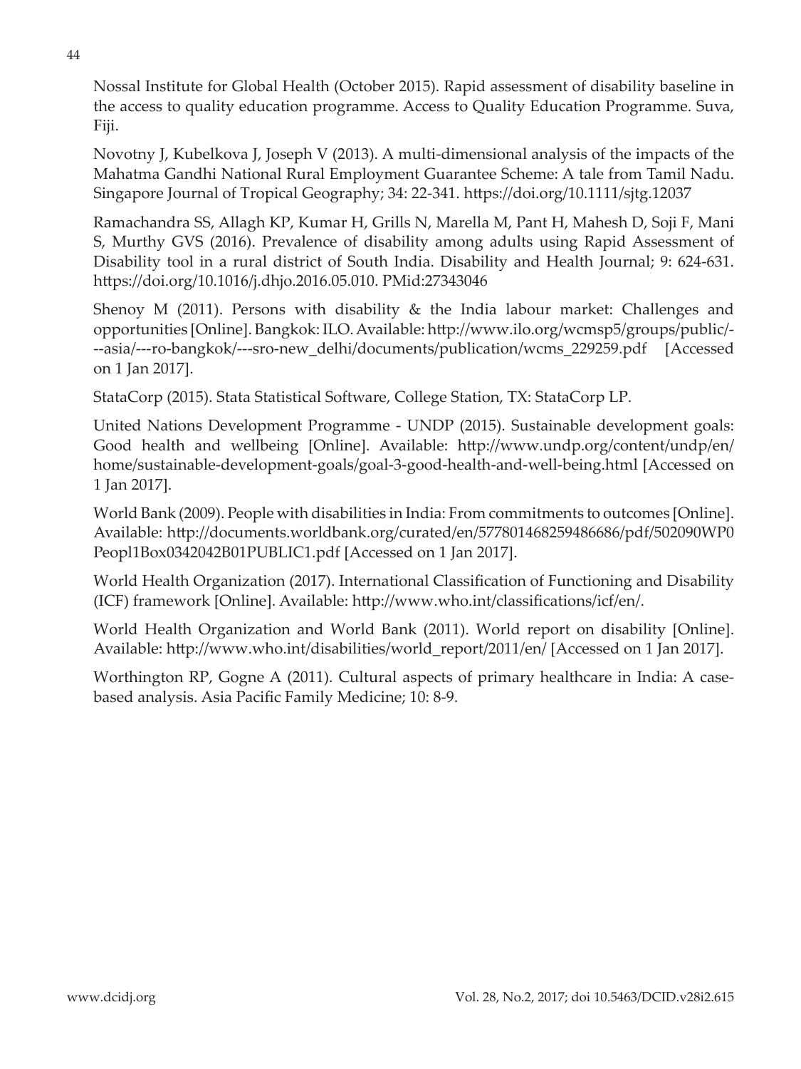Nossal Institute for Global Health (October 2015). Rapid assessment of disability baseline in the access to quality education programme. Access to Quality Education Programme. Suva, Fiji.

Novotny J, Kubelkova J, Joseph V (2013). A multi-dimensional analysis of the impacts of the Mahatma Gandhi National Rural Employment Guarantee Scheme: A tale from Tamil Nadu. Singapore Journal of Tropical Geography; 34: 22-341. https://doi.org/10.1111/sjtg.12037

Ramachandra SS, Allagh KP, Kumar H, Grills N, Marella M, Pant H, Mahesh D, Soji F, Mani S, Murthy GVS (2016). Prevalence of disability among adults using Rapid Assessment of Disability tool in a rural district of South India. Disability and Health Journal; 9: 624-631. https://doi.org/10.1016/j.dhjo.2016.05.010. PMid:27343046

Shenoy M (2011). Persons with disability & the India labour market: Challenges and opportunities [Online]. Bangkok: ILO. Available: http://www.ilo.org/wcmsp5/groups/public/---asia/---ro-bangkok/---sro-new_delhi/documents/publication/wcms_229259.pdf [Accessed on 1 Jan 2017].

StataCorp (2015). Stata Statistical Software, College Station, TX: StataCorp LP.

United Nations Development Programme - UNDP (2015). Sustainable development goals: Good health and wellbeing [Online]. Available: http://www.undp.org/content/undp/en/home/sustainable-development-goals/goal-3-good-health-and-well-being.html [Accessed on 1 Jan 2017].

World Bank (2009). People with disabilities in India: From commitments to outcomes [Online]. Available: http://documents.worldbank.org/curated/en/577801468259486686/pdf/502090WP0Peopl1Box0342042B01PUBLIC1.pdf [Accessed on 1 Jan 2017].

World Health Organization (2017). International Classification of Functioning and Disability (ICF) framework [Online]. Available: http://www.who.int/classifications/icf/en/.

World Health Organization and World Bank (2011). World report on disability [Online]. Available: http://www.who.int/disabilities/world_report/2011/en/ [Accessed on 1 Jan 2017].

Worthington RP, Gogne A (2011). Cultural aspects of primary healthcare in India: A case-based analysis. Asia Pacific Family Medicine; 10: 8-9.